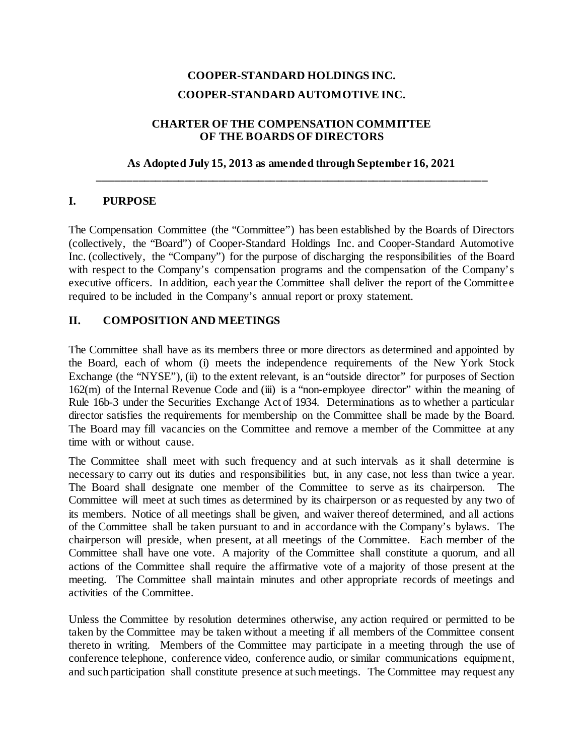# COOPER-STANDARD HOLDINGS INC.

# COOPER-STANDARD AUTOMOTIVE INC.

## CHARTER OF THE COMPENSATION COMMITTEE OF THE BOARDS OF DIRECTORS

### As Adopted July 15, 2013 as amended through September 16, 2021

---

## I. PURPOSE

The Compensation Committee (the "Committee") has been established by the Boards of Directors (collectively, the "Board") of Cooper-Standard Holdings Inc. and Cooper-Standard Automotive Inc. (collectively, the "Company") for the purpose of discharging the responsibilities of the Board with respect to the Company's compensation programs and the compensation of the Company's executive officers. In addition, each year the Committee shall deliver the report of the Committee required to be included in the Company's annual report or proxy statement.

## II. COMPOSITION AND MEETINGS

The Committee shall have as its members three or more directors as determined and appointed by the Board, each of whom (i) meets the independence requirements of the New York Stock Exchange (the "NYSE"), (ii) to the extent relevant, is an "outside director" for purposes of Section 162(m) of the Internal Revenue Code and (iii) is a "non-employee director" within the meaning of Rule 16b-3 under the Securities Exchange Act of 1934. Determinations as to whether a particular director satisfies the requirements for membership on the Committee shall be made by the Board. The Board may fill vacancies on the Committee and remove a member of the Committee at any time with or without cause.

The Committee shall meet with such frequency and at such intervals as it shall determine is necessary to carry out its duties and responsibilities but, in any case, not less than twice a year. The Board shall designate one member of the Committee to serve as its chairperson. The Committee will meet at such times as determined by its chairperson or as requested by any two of its members. Notice of all meetings shall be given, and waiver thereof determined, and all actions of the Committee shall be taken pursuant to and in accordance with the Company's bylaws. The chairperson will preside, when present, at all meetings of the Committee. Each member of the Committee shall have one vote. A majority of the Committee shall constitute a quorum, and all actions of the Committee shall require the affirmative vote of a majority of those present at the meeting. The Committee shall maintain minutes and other appropriate records of meetings and activities of the Committee.

Unless the Committee by resolution determines otherwise, any action required or permitted to be taken by the Committee may be taken without a meeting if all members of the Committee consent thereto in writing. Members of the Committee may participate in a meeting through the use of conference telephone, conference video, conference audio, or similar communications equipment, and such participation shall constitute presence at such meetings. The Committee may request any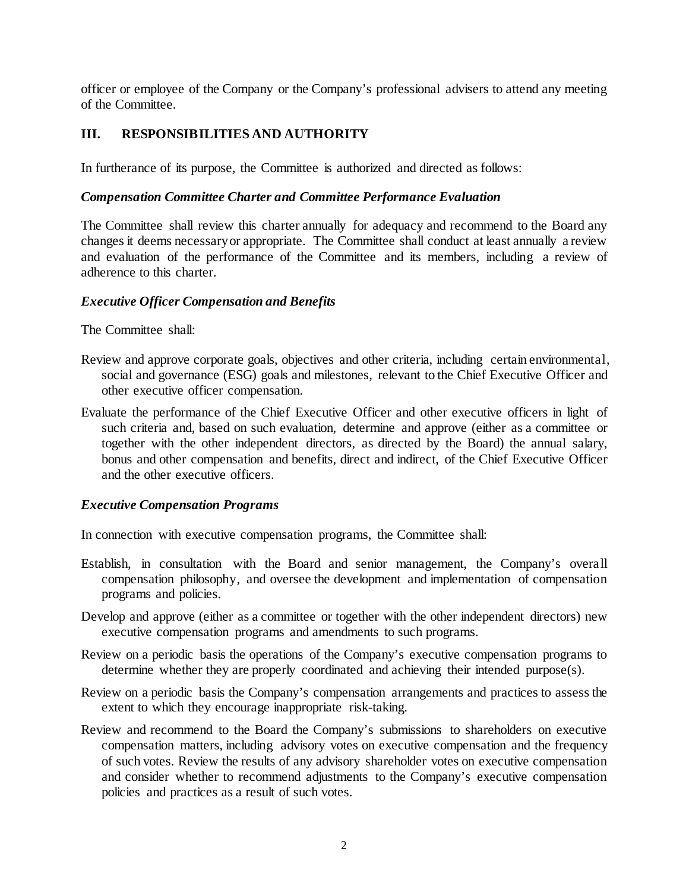officer or employee of the Company or the Company's professional advisers to attend any meeting of the Committee.

## III. RESPONSIBILITIES AND AUTHORITY

In furtherance of its purpose, the Committee is authorized and directed as follows:

### *Compensation Committee Charter and Committee Performance Evaluation*

The Committee shall review this charter annually for adequacy and recommend to the Board any changes it deems necessary or appropriate. The Committee shall conduct at least annually a review and evaluation of the performance of the Committee and its members, including a review of adherence to this charter.

### *Executive Officer Compensation and Benefits*

The Committee shall:

Review and approve corporate goals, objectives and other criteria, including certain environmental, social and governance (ESG) goals and milestones, relevant to the Chief Executive Officer and other executive officer compensation.

Evaluate the performance of the Chief Executive Officer and other executive officers in light of such criteria and, based on such evaluation, determine and approve (either as a committee or together with the other independent directors, as directed by the Board) the annual salary, bonus and other compensation and benefits, direct and indirect, of the Chief Executive Officer and the other executive officers.

### *Executive Compensation Programs*

In connection with executive compensation programs, the Committee shall:

Establish, in consultation with the Board and senior management, the Company's overall compensation philosophy, and oversee the development and implementation of compensation programs and policies.

Develop and approve (either as a committee or together with the other independent directors) new executive compensation programs and amendments to such programs.

Review on a periodic basis the operations of the Company's executive compensation programs to determine whether they are properly coordinated and achieving their intended purpose(s).

Review on a periodic basis the Company's compensation arrangements and practices to assess the extent to which they encourage inappropriate risk-taking.

Review and recommend to the Board the Company's submissions to shareholders on executive compensation matters, including advisory votes on executive compensation and the frequency of such votes. Review the results of any advisory shareholder votes on executive compensation and consider whether to recommend adjustments to the Company's executive compensation policies and practices as a result of such votes.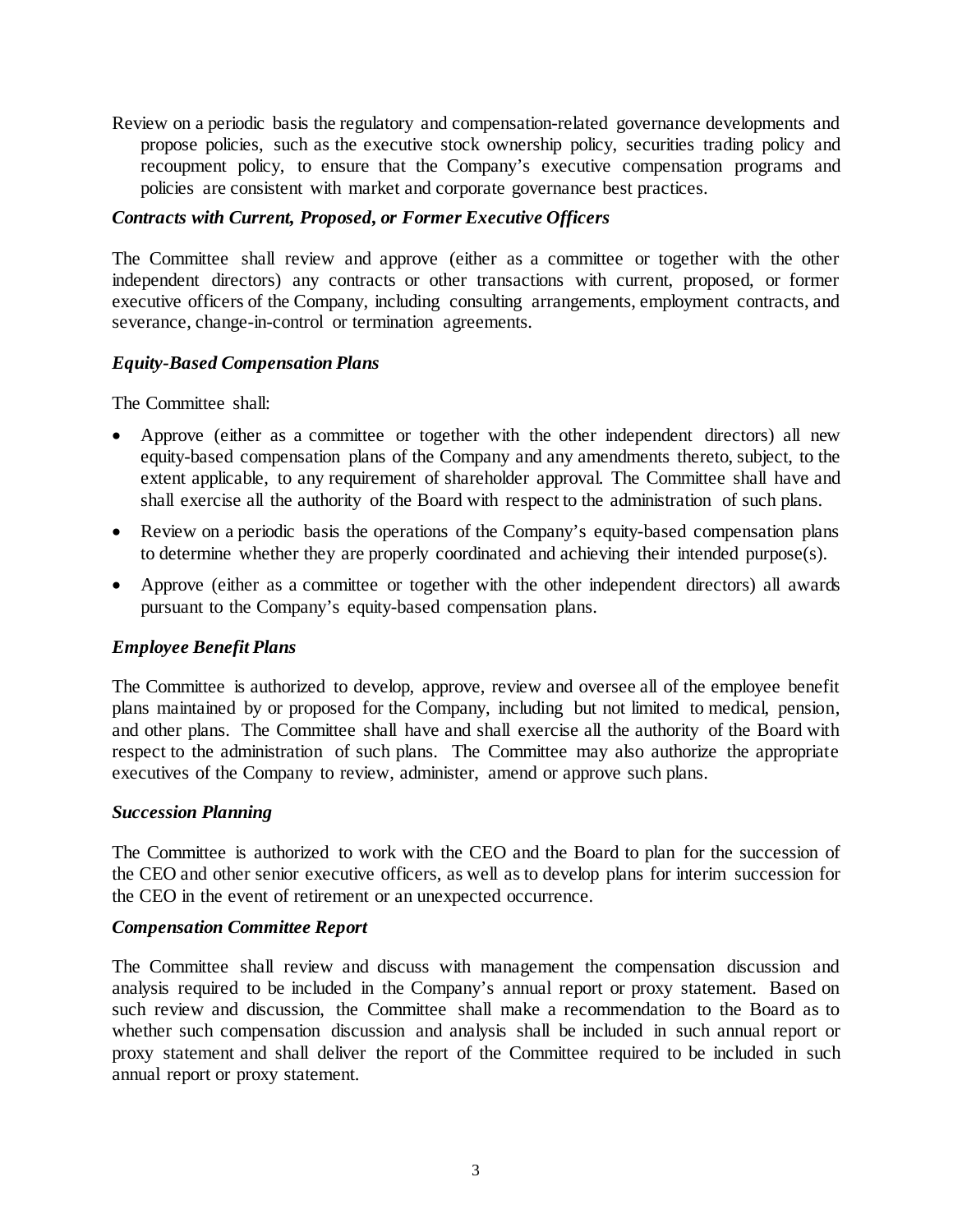Review on a periodic basis the regulatory and compensation-related governance developments and propose policies, such as the executive stock ownership policy, securities trading policy and recoupment policy, to ensure that the Company's executive compensation programs and policies are consistent with market and corporate governance best practices.

***Contracts with Current, Proposed, or Former Executive Officers***

The Committee shall review and approve (either as a committee or together with the other independent directors) any contracts or other transactions with current, proposed, or former executive officers of the Company, including consulting arrangements, employment contracts, and severance, change-in-control or termination agreements.

***Equity-Based Compensation Plans***

The Committee shall:

- Approve (either as a committee or together with the other independent directors) all new equity-based compensation plans of the Company and any amendments thereto, subject, to the extent applicable, to any requirement of shareholder approval. The Committee shall have and shall exercise all the authority of the Board with respect to the administration of such plans.
- Review on a periodic basis the operations of the Company's equity-based compensation plans to determine whether they are properly coordinated and achieving their intended purpose(s).
- Approve (either as a committee or together with the other independent directors) all awards pursuant to the Company's equity-based compensation plans.

***Employee Benefit Plans***

The Committee is authorized to develop, approve, review and oversee all of the employee benefit plans maintained by or proposed for the Company, including but not limited to medical, pension, and other plans. The Committee shall have and shall exercise all the authority of the Board with respect to the administration of such plans. The Committee may also authorize the appropriate executives of the Company to review, administer, amend or approve such plans.

***Succession Planning***

The Committee is authorized to work with the CEO and the Board to plan for the succession of the CEO and other senior executive officers, as well as to develop plans for interim succession for the CEO in the event of retirement or an unexpected occurrence.

***Compensation Committee Report***

The Committee shall review and discuss with management the compensation discussion and analysis required to be included in the Company's annual report or proxy statement. Based on such review and discussion, the Committee shall make a recommendation to the Board as to whether such compensation discussion and analysis shall be included in such annual report or proxy statement and shall deliver the report of the Committee required to be included in such annual report or proxy statement.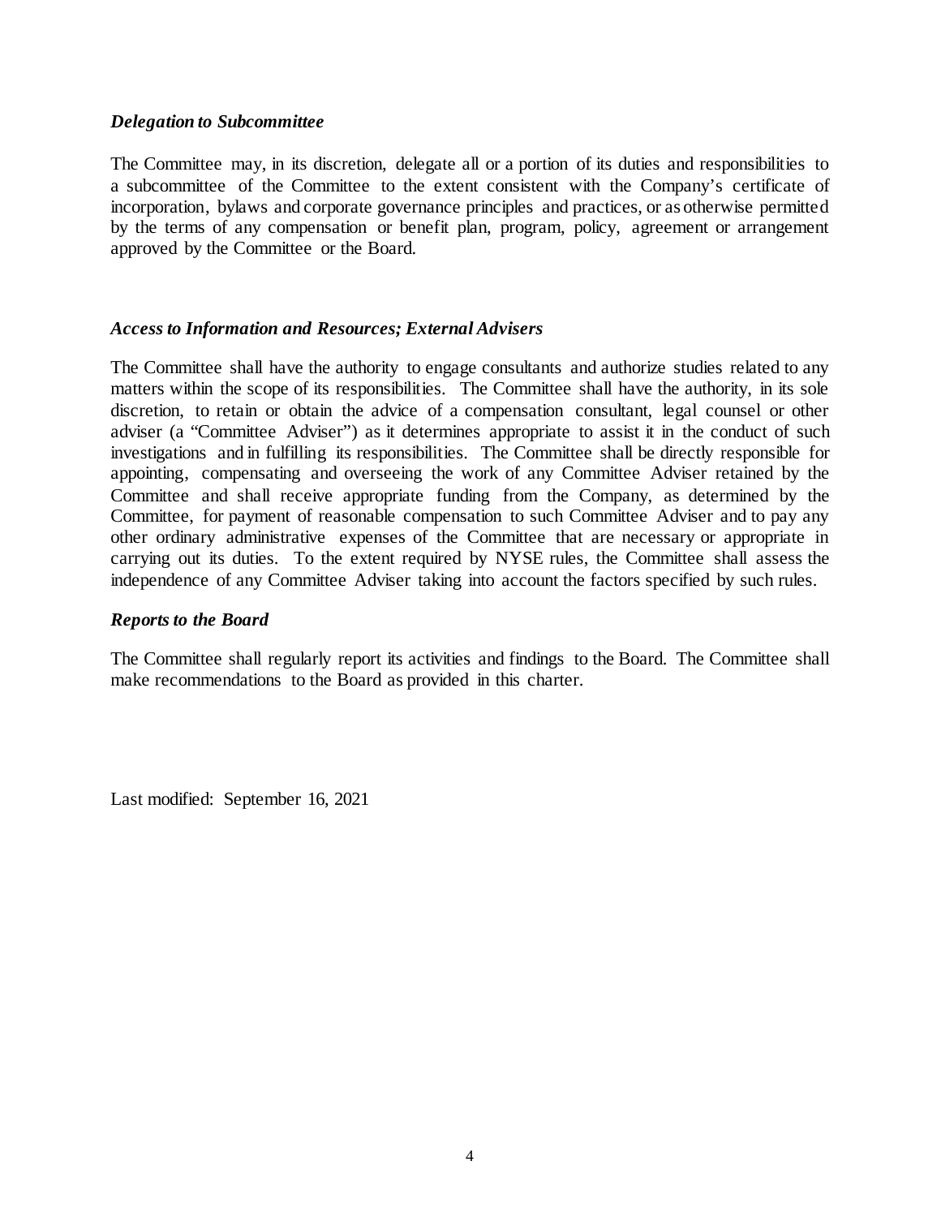### *Delegation to Subcommittee*

The Committee may, in its discretion, delegate all or a portion of its duties and responsibilities to a subcommittee of the Committee to the extent consistent with the Company's certificate of incorporation, bylaws and corporate governance principles and practices, or as otherwise permitted by the terms of any compensation or benefit plan, program, policy, agreement or arrangement approved by the Committee or the Board.

### *Access to Information and Resources; External Advisers*

The Committee shall have the authority to engage consultants and authorize studies related to any matters within the scope of its responsibilities. The Committee shall have the authority, in its sole discretion, to retain or obtain the advice of a compensation consultant, legal counsel or other adviser (a "Committee Adviser") as it determines appropriate to assist it in the conduct of such investigations and in fulfilling its responsibilities. The Committee shall be directly responsible for appointing, compensating and overseeing the work of any Committee Adviser retained by the Committee and shall receive appropriate funding from the Company, as determined by the Committee, for payment of reasonable compensation to such Committee Adviser and to pay any other ordinary administrative expenses of the Committee that are necessary or appropriate in carrying out its duties. To the extent required by NYSE rules, the Committee shall assess the independence of any Committee Adviser taking into account the factors specified by such rules.

### *Reports to the Board*

The Committee shall regularly report its activities and findings to the Board. The Committee shall make recommendations to the Board as provided in this charter.

Last modified: September 16, 2021